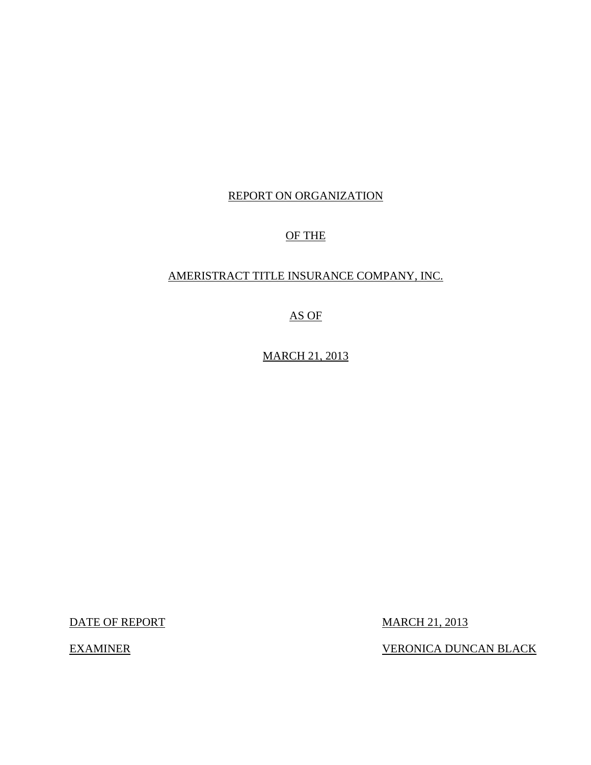REPORT ON ORGANIZATION

OF THE

AMERISTRACT TITLE INSURANCE COMPANY, INC.

AS OF

MARCH 21, 2013

| DATE OF REPORT | MARCH 21, 2013 |
| --- | --- |
| EXAMINER | VERONICA DUNCAN BLACK |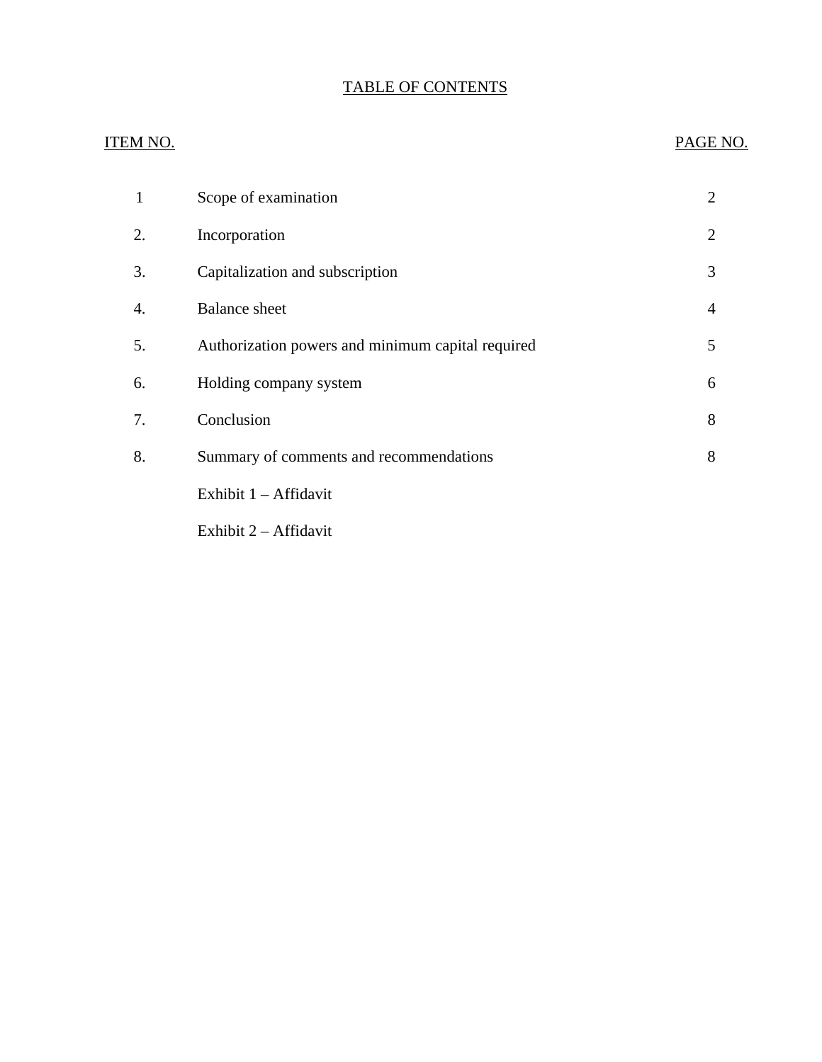# TABLE OF CONTENTS

| ITEM NO. | | PAGE NO. |
|---|---|---|
| 1 | Scope of examination | 2 |
| 2. | Incorporation | 2 |
| 3. | Capitalization and subscription | 3 |
| 4. | Balance sheet | 4 |
| 5. | Authorization powers and minimum capital required | 5 |
| 6. | Holding company system | 6 |
| 7. | Conclusion | 8 |
| 8. | Summary of comments and recommendations | 8 |
| | Exhibit 1 – Affidavit | |
| | Exhibit 2 – Affidavit | |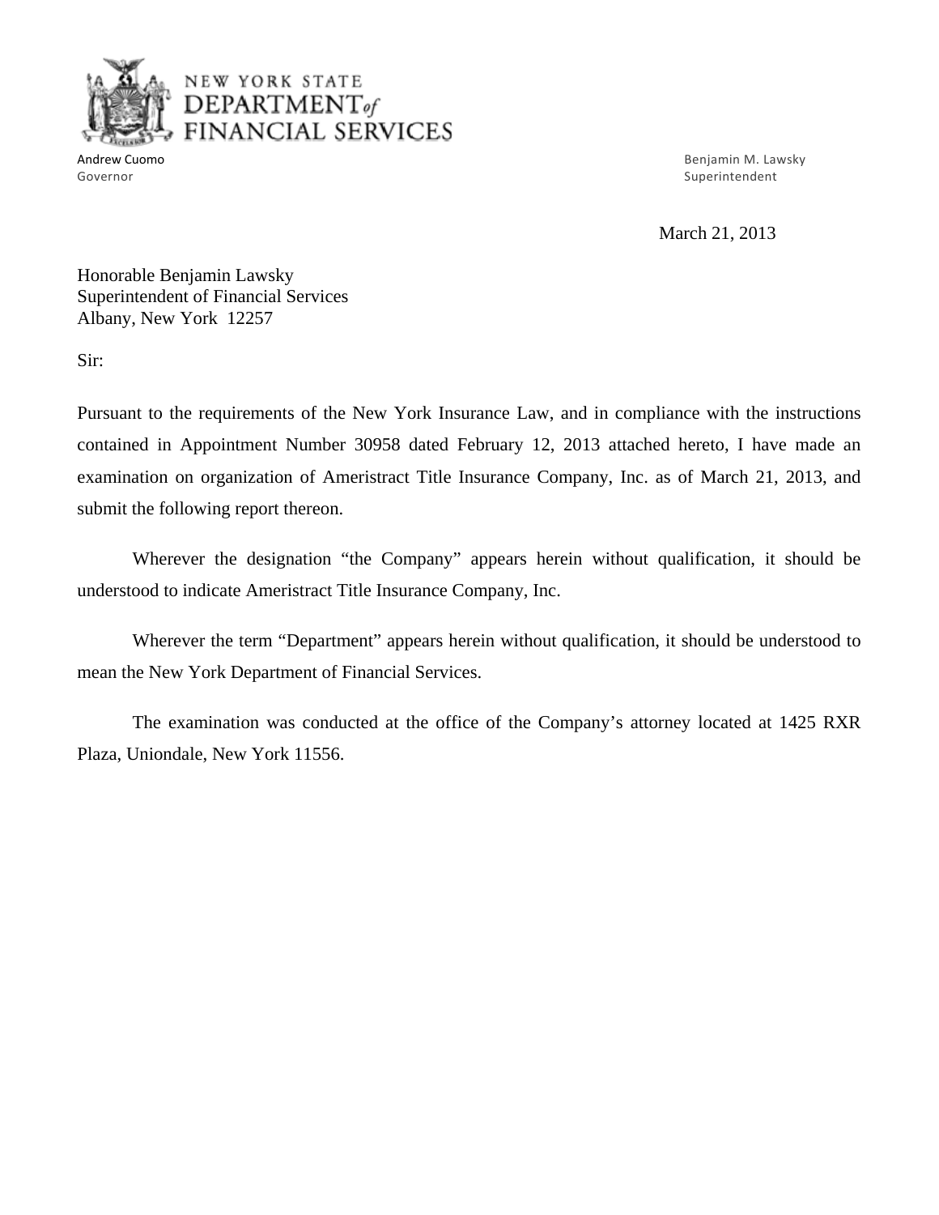NEW YORK STATE
DEPARTMENT *of*
FINANCIAL SERVICES

Andrew Cuomo
Governor

Benjamin M. Lawsky
Superintendent

March 21, 2013

Honorable Benjamin Lawsky
Superintendent of Financial Services
Albany, New York 12257

Sir:

Pursuant to the requirements of the New York Insurance Law, and in compliance with the instructions contained in Appointment Number 30958 dated February 12, 2013 attached hereto, I have made an examination on organization of Ameristract Title Insurance Company, Inc. as of March 21, 2013, and submit the following report thereon.

Wherever the designation "the Company" appears herein without qualification, it should be understood to indicate Ameristract Title Insurance Company, Inc.

Wherever the term "Department" appears herein without qualification, it should be understood to mean the New York Department of Financial Services.

The examination was conducted at the office of the Company's attorney located at 1425 RXR Plaza, Uniondale, New York 11556.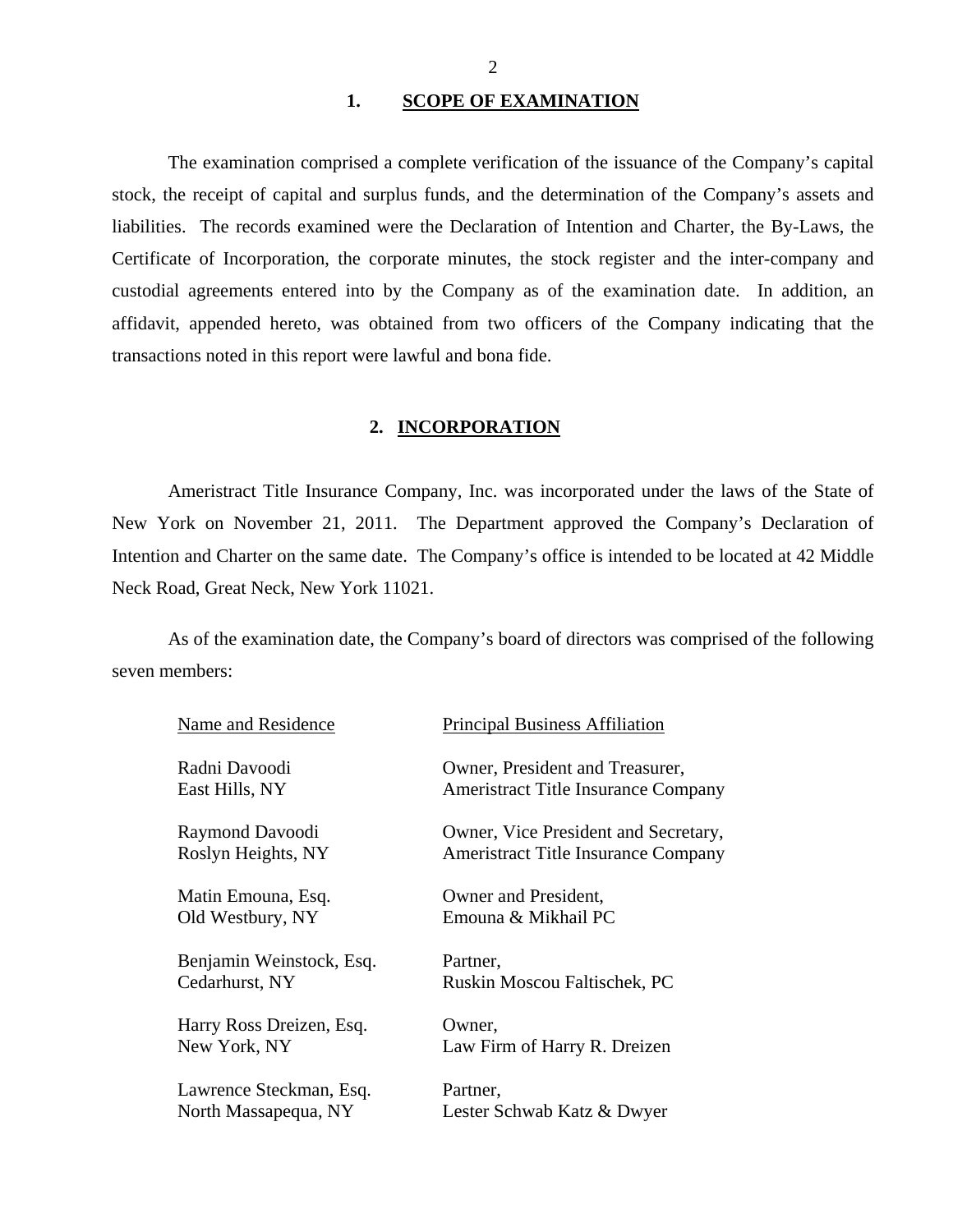## 1. SCOPE OF EXAMINATION

The examination comprised a complete verification of the issuance of the Company's capital stock, the receipt of capital and surplus funds, and the determination of the Company's assets and liabilities. The records examined were the Declaration of Intention and Charter, the By-Laws, the Certificate of Incorporation, the corporate minutes, the stock register and the inter-company and custodial agreements entered into by the Company as of the examination date. In addition, an affidavit, appended hereto, was obtained from two officers of the Company indicating that the transactions noted in this report were lawful and bona fide.

## 2. INCORPORATION

Ameristract Title Insurance Company, Inc. was incorporated under the laws of the State of New York on November 21, 2011. The Department approved the Company's Declaration of Intention and Charter on the same date. The Company's office is intended to be located at 42 Middle Neck Road, Great Neck, New York 11021.

As of the examination date, the Company's board of directors was comprised of the following seven members:

| Name and Residence | Principal Business Affiliation |
|---|---|
| Radni Davoodi<br>East Hills, NY | Owner, President and Treasurer,<br>Ameristract Title Insurance Company |
| Raymond Davoodi<br>Roslyn Heights, NY | Owner, Vice President and Secretary,<br>Ameristract Title Insurance Company |
| Matin Emouna, Esq.<br>Old Westbury, NY | Owner and President,<br>Emouna & Mikhail PC |
| Benjamin Weinstock, Esq.<br>Cedarhurst, NY | Partner,<br>Ruskin Moscou Faltischek, PC |
| Harry Ross Dreizen, Esq.<br>New York, NY | Owner,<br>Law Firm of Harry R. Dreizen |
| Lawrence Steckman, Esq.<br>North Massapequa, NY | Partner,<br>Lester Schwab Katz & Dwyer |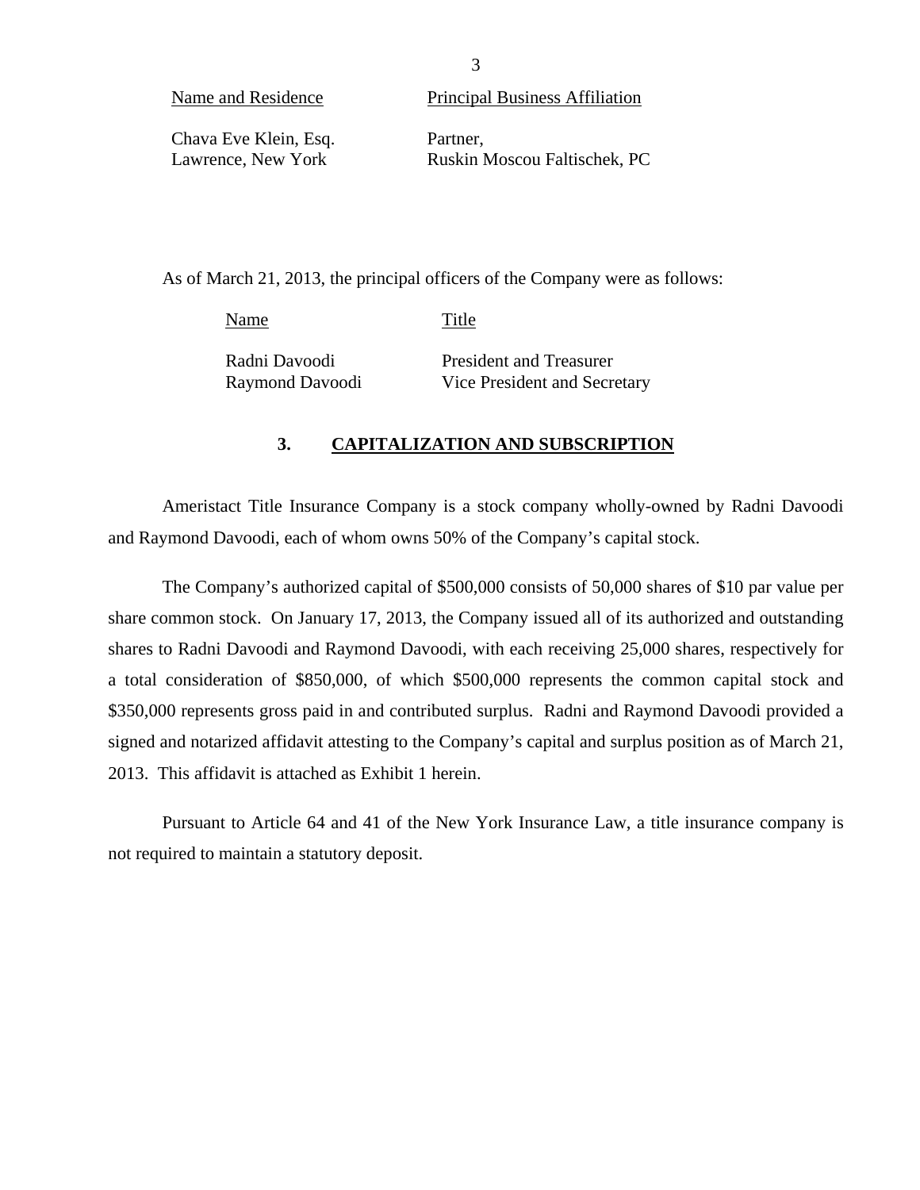| Name and Residence | Principal Business Affiliation |
|---|---|
| Chava Eve Klein, Esq.<br>Lawrence, New York | Partner,<br>Ruskin Moscou Faltischek, PC |

As of March 21, 2013, the principal officers of the Company were as follows:

| Name | Title |
|---|---|
| Radni Davoodi | President and Treasurer |
| Raymond Davoodi | Vice President and Secretary |

## 3. CAPITALIZATION AND SUBSCRIPTION

Ameristact Title Insurance Company is a stock company wholly-owned by Radni Davoodi and Raymond Davoodi, each of whom owns 50% of the Company's capital stock.

The Company's authorized capital of $500,000 consists of 50,000 shares of $10 par value per share common stock. On January 17, 2013, the Company issued all of its authorized and outstanding shares to Radni Davoodi and Raymond Davoodi, with each receiving 25,000 shares, respectively for a total consideration of $850,000, of which $500,000 represents the common capital stock and $350,000 represents gross paid in and contributed surplus. Radni and Raymond Davoodi provided a signed and notarized affidavit attesting to the Company's capital and surplus position as of March 21, 2013. This affidavit is attached as Exhibit 1 herein.

Pursuant to Article 64 and 41 of the New York Insurance Law, a title insurance company is not required to maintain a statutory deposit.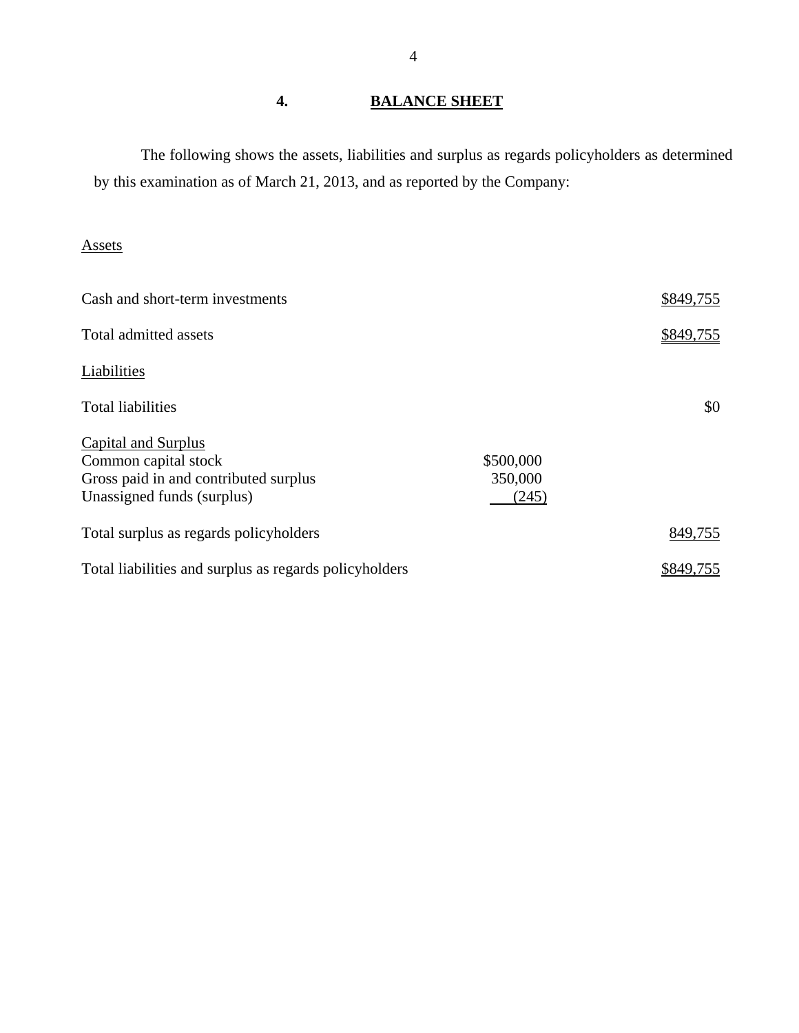## 4. BALANCE SHEET

The following shows the assets, liabilities and surplus as regards policyholders as determined by this examination as of March 21, 2013, and as reported by the Company:

| | | |
|---|---|---|
| Assets | | |
| Cash and short-term investments | | $849,755 |
| Total admitted assets | | $849,755 |
| Liabilities | | |
| Total liabilities | | $0 |
| Capital and Surplus | | |
| Common capital stock | $500,000 | |
| Gross paid in and contributed surplus | 350,000 | |
| Unassigned funds (surplus) | (245) | |
| Total surplus as regards policyholders | | 849,755 |
| Total liabilities and surplus as regards policyholders | | $849,755 |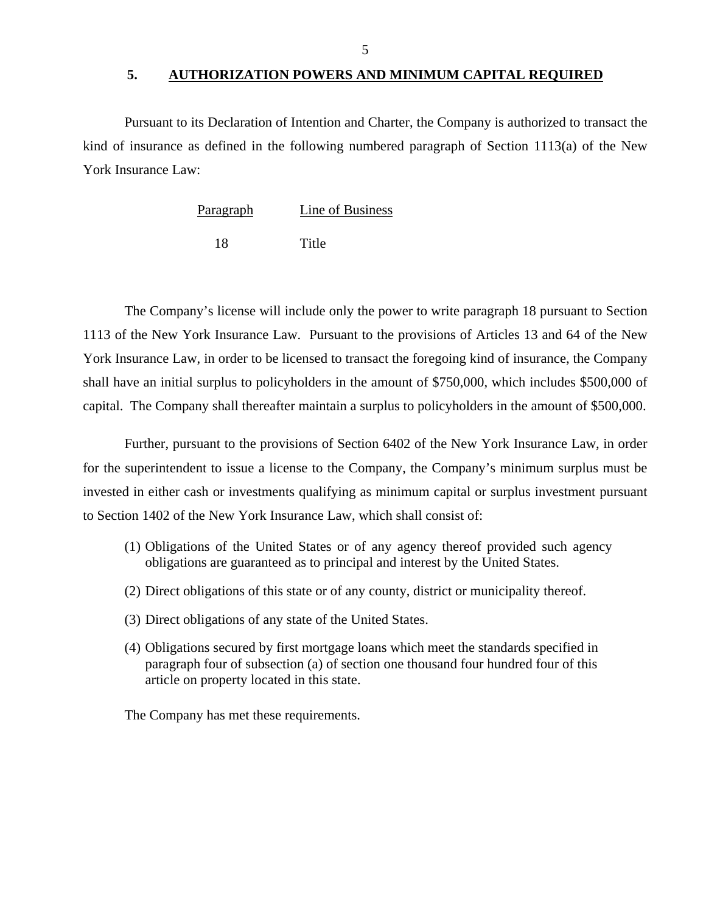## 5. AUTHORIZATION POWERS AND MINIMUM CAPITAL REQUIRED

Pursuant to its Declaration of Intention and Charter, the Company is authorized to transact the kind of insurance as defined in the following numbered paragraph of Section 1113(a) of the New York Insurance Law:

| Paragraph | Line of Business |
|---|---|
| 18 | Title |

The Company's license will include only the power to write paragraph 18 pursuant to Section 1113 of the New York Insurance Law. Pursuant to the provisions of Articles 13 and 64 of the New York Insurance Law, in order to be licensed to transact the foregoing kind of insurance, the Company shall have an initial surplus to policyholders in the amount of $750,000, which includes $500,000 of capital. The Company shall thereafter maintain a surplus to policyholders in the amount of $500,000.

Further, pursuant to the provisions of Section 6402 of the New York Insurance Law, in order for the superintendent to issue a license to the Company, the Company's minimum surplus must be invested in either cash or investments qualifying as minimum capital or surplus investment pursuant to Section 1402 of the New York Insurance Law, which shall consist of:

(1) Obligations of the United States or of any agency thereof provided such agency obligations are guaranteed as to principal and interest by the United States.

(2) Direct obligations of this state or of any county, district or municipality thereof.

(3) Direct obligations of any state of the United States.

(4) Obligations secured by first mortgage loans which meet the standards specified in paragraph four of subsection (a) of section one thousand four hundred four of this article on property located in this state.

The Company has met these requirements.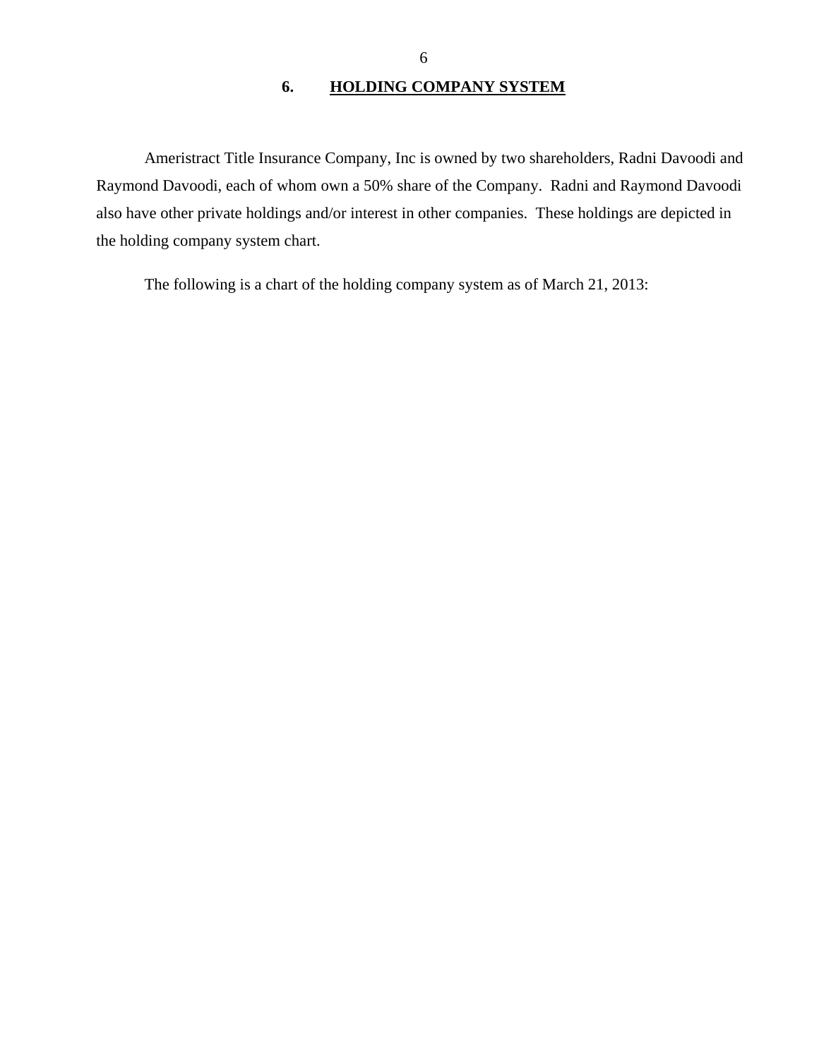## 6. HOLDING COMPANY SYSTEM

Ameristract Title Insurance Company, Inc is owned by two shareholders, Radni Davoodi and Raymond Davoodi, each of whom own a 50% share of the Company. Radni and Raymond Davoodi also have other private holdings and/or interest in other companies. These holdings are depicted in the holding company system chart.

The following is a chart of the holding company system as of March 21, 2013: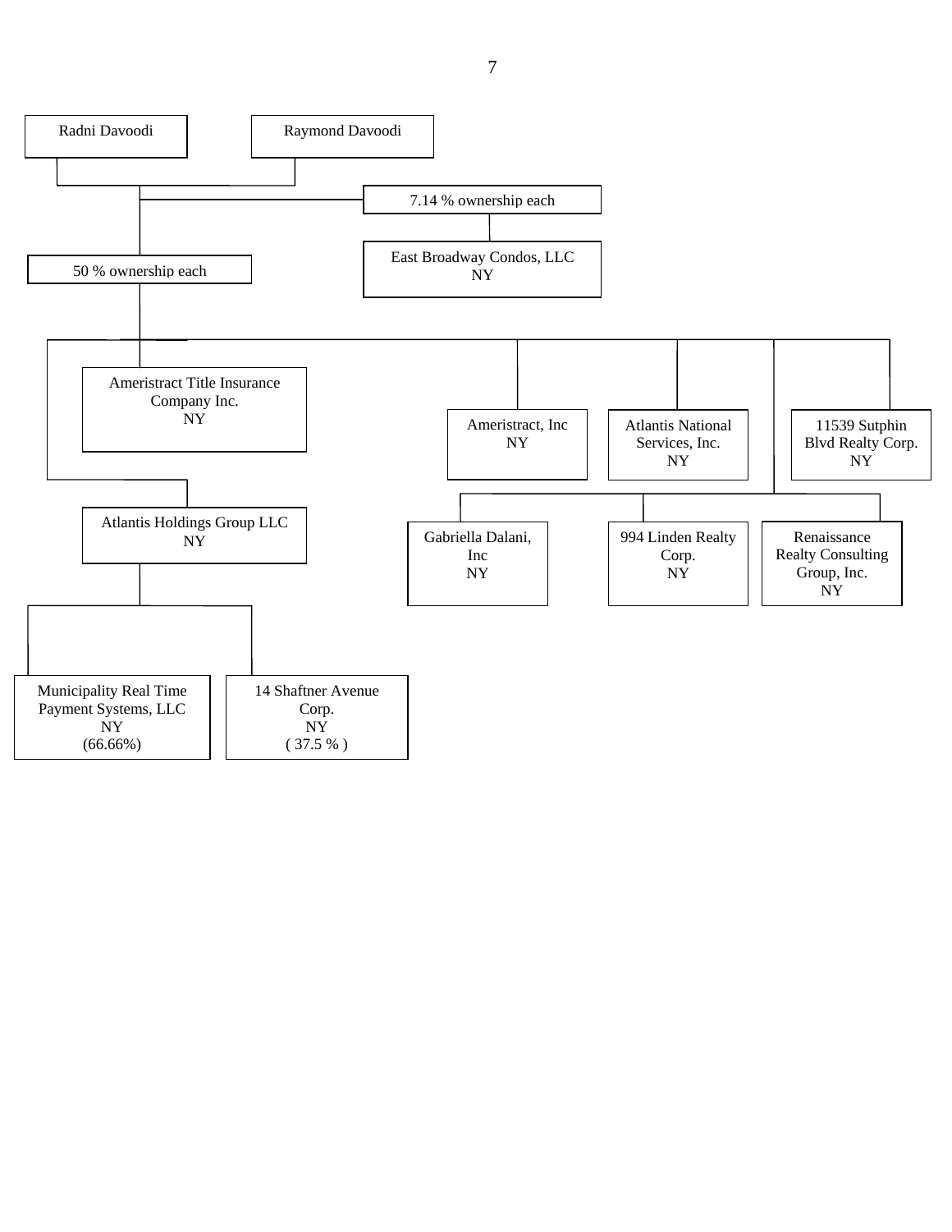Radni Davoodi

Raymond Davoodi

7.14 % ownership each

East Broadway Condos, LLC
NY

50 % ownership each

Ameristract Title Insurance Company Inc.
NY

Ameristract, Inc
NY

Atlantis National Services, Inc.
NY

11539 Sutphin Blvd Realty Corp.
NY

Atlantis Holdings Group LLC
NY

Gabriella Dalani, Inc
NY

994 Linden Realty Corp.
NY

Renaissance Realty Consulting Group, Inc.
NY

Municipality Real Time Payment Systems, LLC
NY
(66.66%)

14 Shaftner Avenue Corp.
NY
( 37.5 % )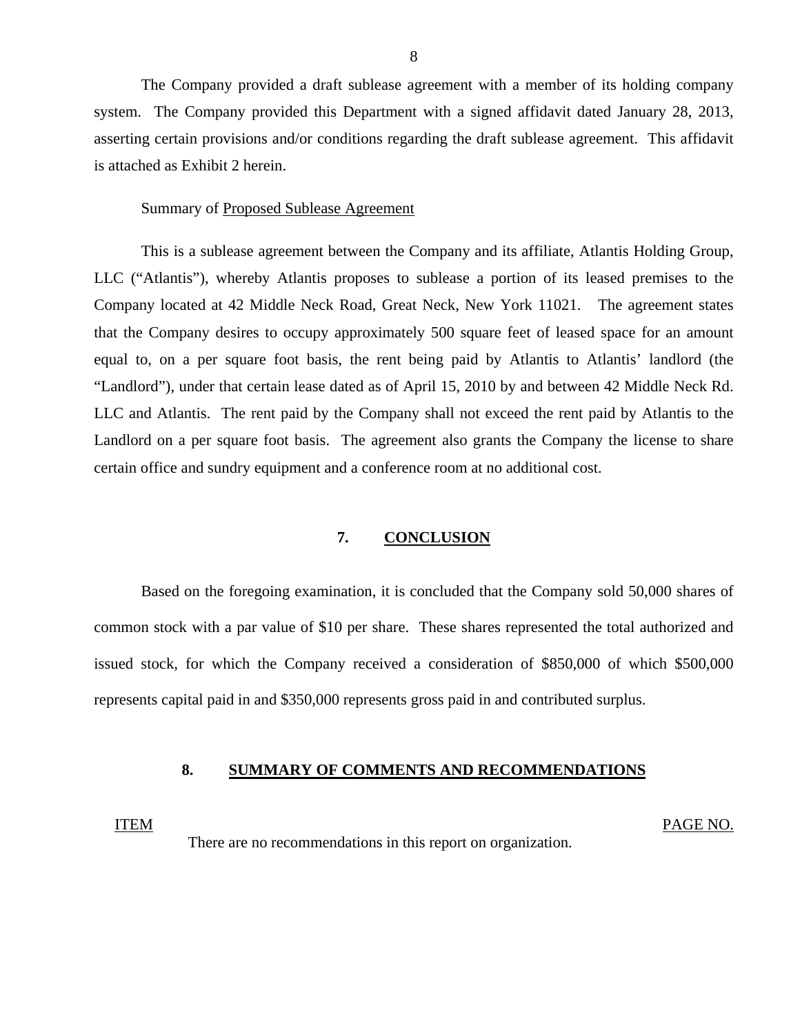The Company provided a draft sublease agreement with a member of its holding company system. The Company provided this Department with a signed affidavit dated January 28, 2013, asserting certain provisions and/or conditions regarding the draft sublease agreement. This affidavit is attached as Exhibit 2 herein.

Summary of <u>Proposed Sublease Agreement</u>

This is a sublease agreement between the Company and its affiliate, Atlantis Holding Group, LLC ("Atlantis"), whereby Atlantis proposes to sublease a portion of its leased premises to the Company located at 42 Middle Neck Road, Great Neck, New York 11021. The agreement states that the Company desires to occupy approximately 500 square feet of leased space for an amount equal to, on a per square foot basis, the rent being paid by Atlantis to Atlantis' landlord (the "Landlord"), under that certain lease dated as of April 15, 2010 by and between 42 Middle Neck Rd. LLC and Atlantis. The rent paid by the Company shall not exceed the rent paid by Atlantis to the Landlord on a per square foot basis. The agreement also grants the Company the license to share certain office and sundry equipment and a conference room at no additional cost.

## 7. CONCLUSION

Based on the foregoing examination, it is concluded that the Company sold 50,000 shares of common stock with a par value of $10 per share. These shares represented the total authorized and issued stock, for which the Company received a consideration of $850,000 of which $500,000 represents capital paid in and $350,000 represents gross paid in and contributed surplus.

## 8. SUMMARY OF COMMENTS AND RECOMMENDATIONS

| ITEM | PAGE NO. |
|---|---|
| There are no recommendations in this report on organization. | |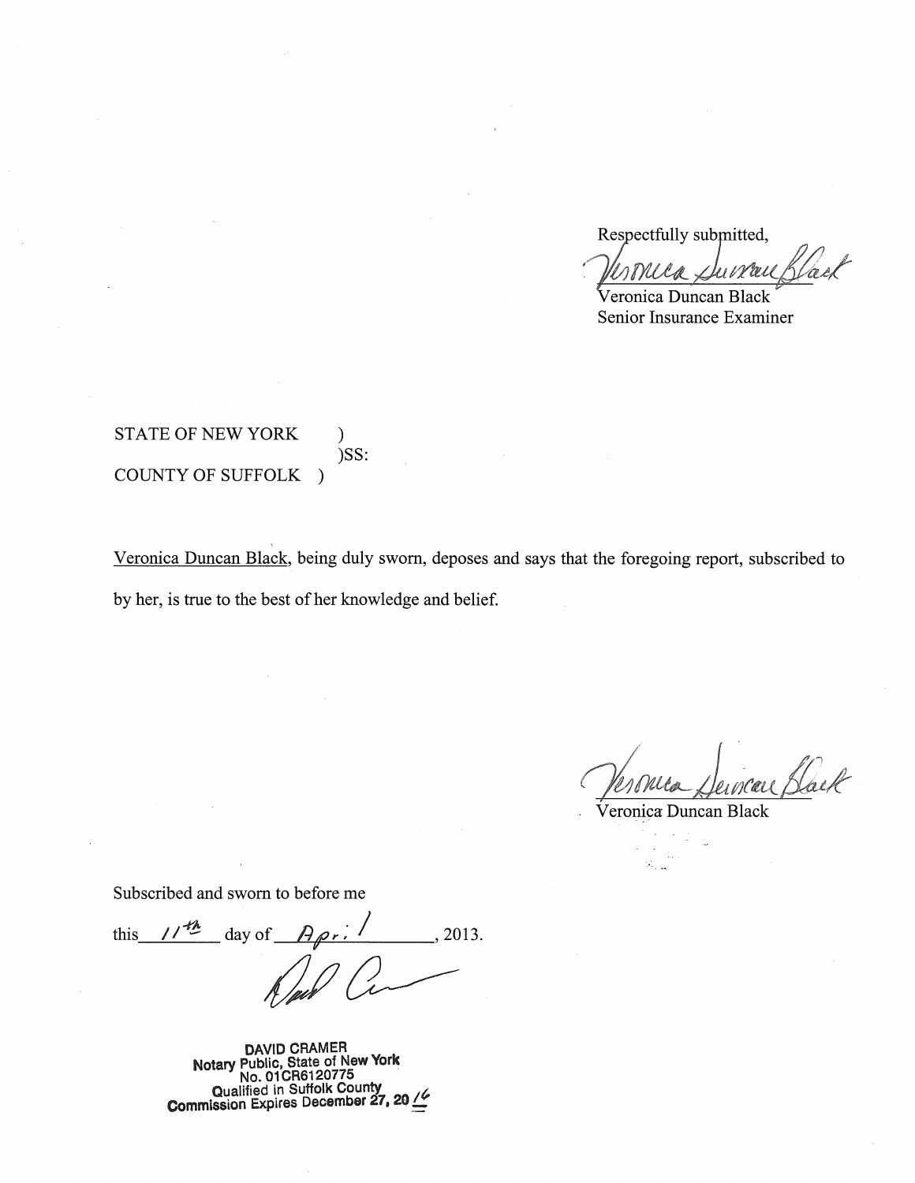Respectfully submitted,

*[signature]*

Veronica Duncan Black
Senior Insurance Examiner

STATE OF NEW YORK )
)SS:
COUNTY OF SUFFOLK )

Veronica Duncan Black, being duly sworn, deposes and says that the foregoing report, subscribed to by her, is true to the best of her knowledge and belief.

*[signature]*

Veronica Duncan Black

Subscribed and sworn to before me

this 11th day of April, 2013.

*[signature]*

DAVID CRAMER
Notary Public, State of New York
No. 01CR6120775
Qualified in Suffolk County
Commission Expires December 27, 2016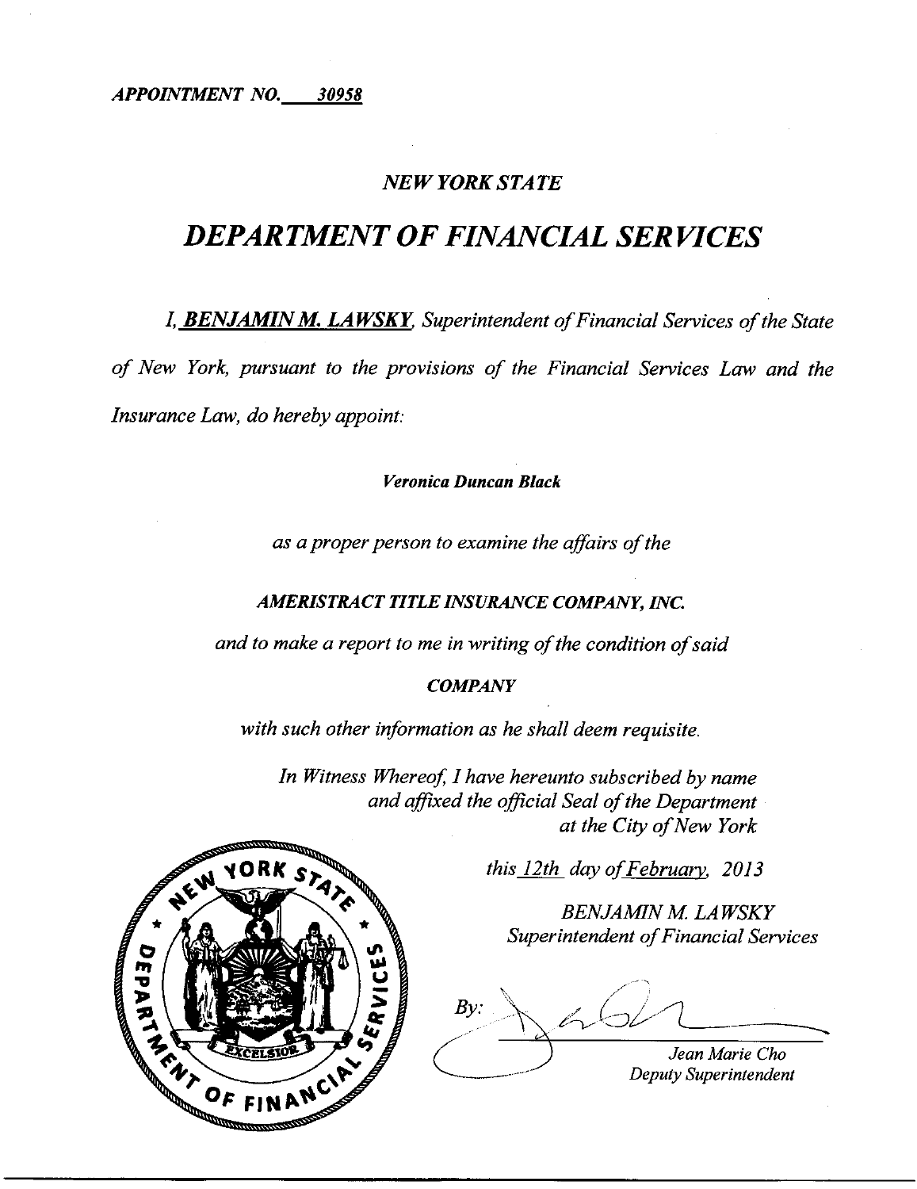*APPOINTMENT NO.* ***30958***

## *NEW YORK STATE*

# *DEPARTMENT OF FINANCIAL SERVICES*

*I,* ***BENJAMIN M. LAWSKY****, Superintendent of Financial Services of the State of New York, pursuant to the provisions of the Financial Services Law and the Insurance Law, do hereby appoint:*

***Veronica Duncan Black***

*as a proper person to examine the affairs of the*

***AMERISTRACT TITLE INSURANCE COMPANY, INC.***

*and to make a report to me in writing of the condition of said*

***COMPANY***

*with such other information as he shall deem requisite.*

*In Witness Whereof, I have hereunto subscribed by name and affixed the official Seal of the Department at the City of New York*

*this 12th day of February, 2013*

*BENJAMIN M. LAWSKY*
*Superintendent of Financial Services*

*By:*

*Jean Marie Cho*
*Deputy Superintendent*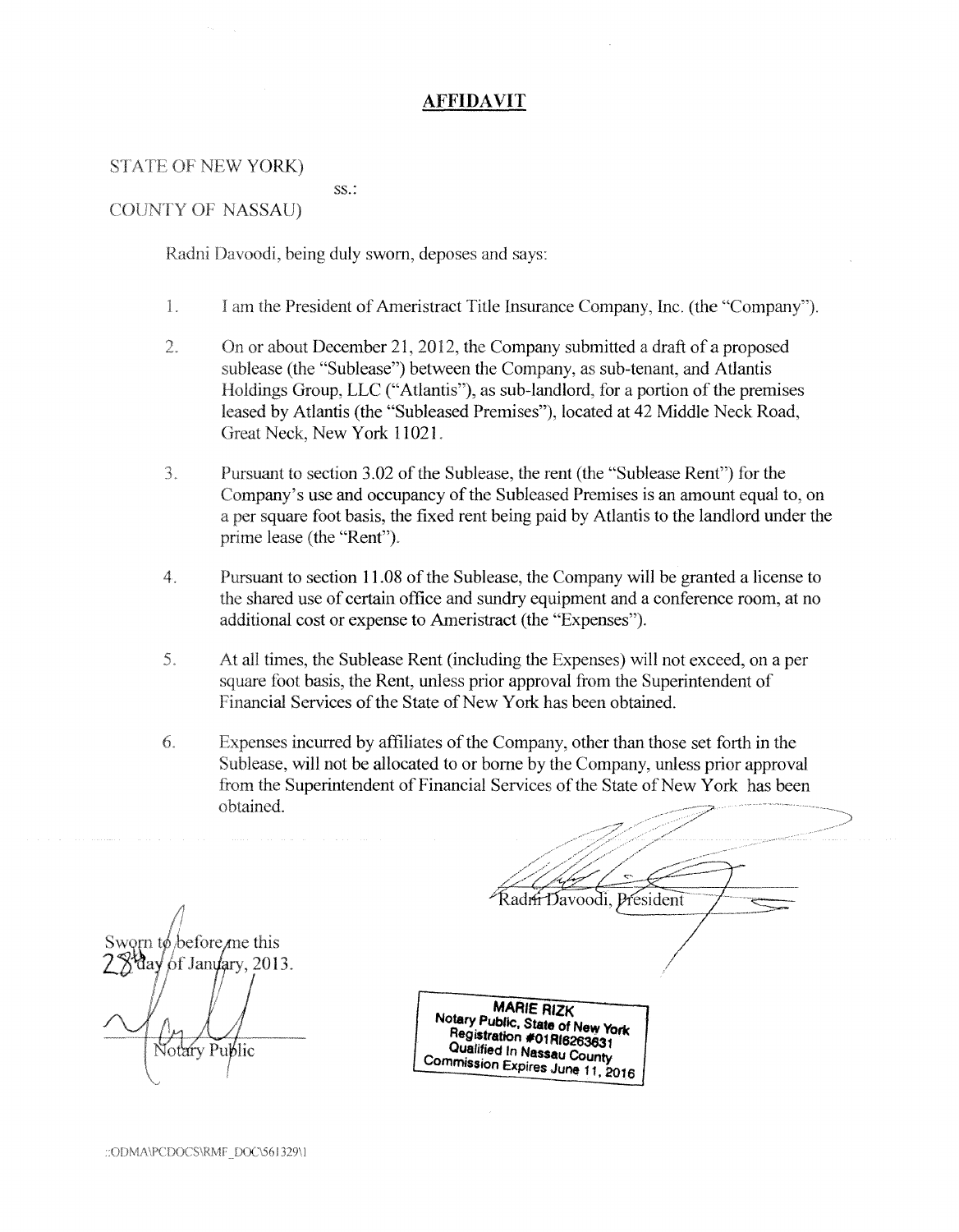# AFFIDAVIT

STATE OF NEW YORK)
ss.:
COUNTY OF NASSAU)

Radni Davoodi, being duly sworn, deposes and says:

1. I am the President of Ameristract Title Insurance Company, Inc. (the "Company").

2. On or about December 21, 2012, the Company submitted a draft of a proposed sublease (the "Sublease") between the Company, as sub-tenant, and Atlantis Holdings Group, LLC ("Atlantis"), as sub-landlord, for a portion of the premises leased by Atlantis (the "Subleased Premises"), located at 42 Middle Neck Road, Great Neck, New York 11021.

3. Pursuant to section 3.02 of the Sublease, the rent (the "Sublease Rent") for the Company's use and occupancy of the Subleased Premises is an amount equal to, on a per square foot basis, the fixed rent being paid by Atlantis to the landlord under the prime lease (the "Rent").

4. Pursuant to section 11.08 of the Sublease, the Company will be granted a license to the shared use of certain office and sundry equipment and a conference room, at no additional cost or expense to Ameristract (the "Expenses").

5. At all times, the Sublease Rent (including the Expenses) will not exceed, on a per square foot basis, the Rent, unless prior approval from the Superintendent of Financial Services of the State of New York has been obtained.

6. Expenses incurred by affiliates of the Company, other than those set forth in the Sublease, will not be allocated to or borne by the Company, unless prior approval from the Superintendent of Financial Services of the State of New York has been obtained.

Radni Davoodi, President

Sworn to before me this 28th day of January, 2013.

Notary Public

MARIE RIZK
Notary Public, State of New York
Registration #01RI6263631
Qualified In Nassau County
Commission Expires June 11, 2016

::ODMA\PCDOCS\RMF_DOC\561329\1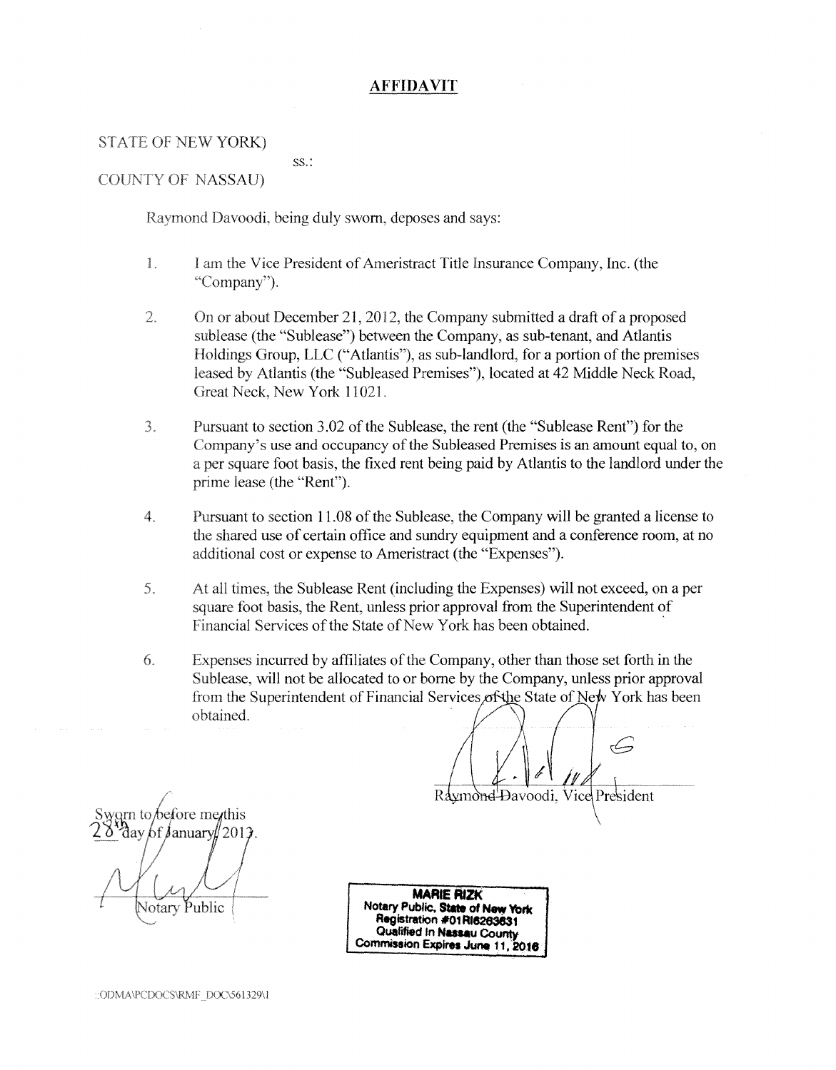# AFFIDAVIT

STATE OF NEW YORK)
ss.:
COUNTY OF NASSAU)

Raymond Davoodi, being duly sworn, deposes and says:

1. I am the Vice President of Ameristract Title Insurance Company, Inc. (the "Company").

2. On or about December 21, 2012, the Company submitted a draft of a proposed sublease (the "Sublease") between the Company, as sub-tenant, and Atlantis Holdings Group, LLC ("Atlantis"), as sub-landlord, for a portion of the premises leased by Atlantis (the "Subleased Premises"), located at 42 Middle Neck Road, Great Neck, New York 11021.

3. Pursuant to section 3.02 of the Sublease, the rent (the "Sublease Rent") for the Company's use and occupancy of the Subleased Premises is an amount equal to, on a per square foot basis, the fixed rent being paid by Atlantis to the landlord under the prime lease (the "Rent").

4. Pursuant to section 11.08 of the Sublease, the Company will be granted a license to the shared use of certain office and sundry equipment and a conference room, at no additional cost or expense to Ameristract (the "Expenses").

5. At all times, the Sublease Rent (including the Expenses) will not exceed, on a per square foot basis, the Rent, unless prior approval from the Superintendent of Financial Services of the State of New York has been obtained.

6. Expenses incurred by affiliates of the Company, other than those set forth in the Sublease, will not be allocated to or borne by the Company, unless prior approval from the Superintendent of Financial Services of the State of New York has been obtained.

Raymond Davoodi, Vice President

Sworn to before me this 28th day of January, 2013.

Notary Public

MARIE RIZK
Notary Public, State of New York
Registration #01RI6263631
Qualified in Nassau County
Commission Expires June 11, 2016

::ODMA\PCDOCS\RMF_DOC\561329\1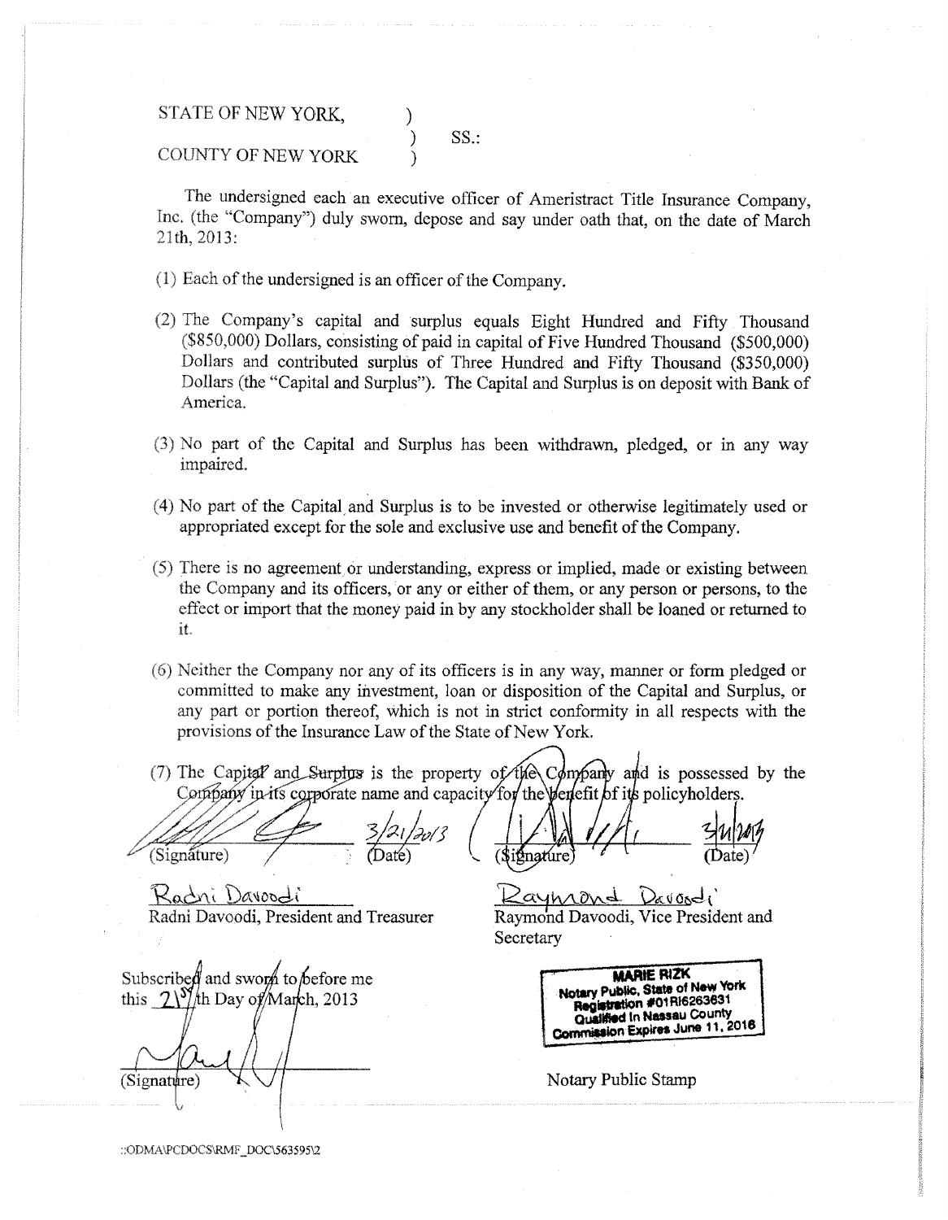STATE OF NEW YORK, )
) SS.:
COUNTY OF NEW YORK )

The undersigned each an executive officer of Ameristract Title Insurance Company, Inc. (the "Company") duly sworn, depose and say under oath that, on the date of March 21th, 2013:

(1) Each of the undersigned is an officer of the Company.

(2) The Company's capital and surplus equals Eight Hundred and Fifty Thousand ($850,000) Dollars, consisting of paid in capital of Five Hundred Thousand ($500,000) Dollars and contributed surplus of Three Hundred and Fifty Thousand ($350,000) Dollars (the "Capital and Surplus"). The Capital and Surplus is on deposit with Bank of America.

(3) No part of the Capital and Surplus has been withdrawn, pledged, or in any way impaired.

(4) No part of the Capital and Surplus is to be invested or otherwise legitimately used or appropriated except for the sole and exclusive use and benefit of the Company.

(5) There is no agreement or understanding, express or implied, made or existing between the Company and its officers, or any or either of them, or any person or persons, to the effect or import that the money paid in by any stockholder shall be loaned or returned to it.

(6) Neither the Company nor any of its officers is in any way, manner or form pledged or committed to make any investment, loan or disposition of the Capital and Surplus, or any part or portion thereof, which is not in strict conformity in all respects with the provisions of the Insurance Law of the State of New York.

(7) The Capital and Surplus is the property of the Company and is possessed by the Company in its corporate name and capacity for the benefit of its policyholders.

(Signature) 3/21/2013 (Date)

Radni Davoodi
Radni Davoodi, President and Treasurer

(Signature) 3/21/2013 (Date)

Raymond Davoodi
Raymond Davoodi, Vice President and Secretary

Subscribed and sworn to before me this 21st Day of March, 2013

(Signature)

MARIE RIZK
Notary Public, State of New York
Registration #01RI6263631
Qualified in Nassau County
Commission Expires June 11, 2016

Notary Public Stamp

::ODMA\PCDOCS\RMF_DOC\563595\2